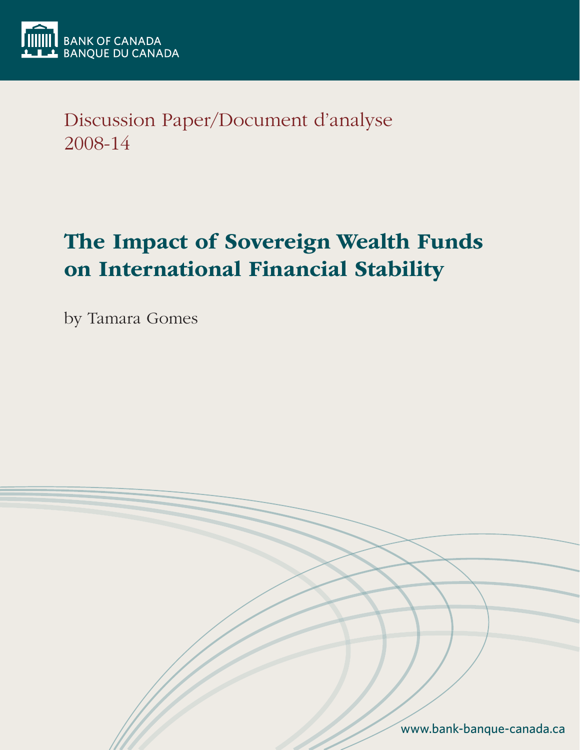BANK OF CANADA
BANQUE DU CANADA

Discussion Paper/Document d'analyse
2008-14

# The Impact of Sovereign Wealth Funds on International Financial Stability

by Tamara Gomes

www.bank-banque-canada.ca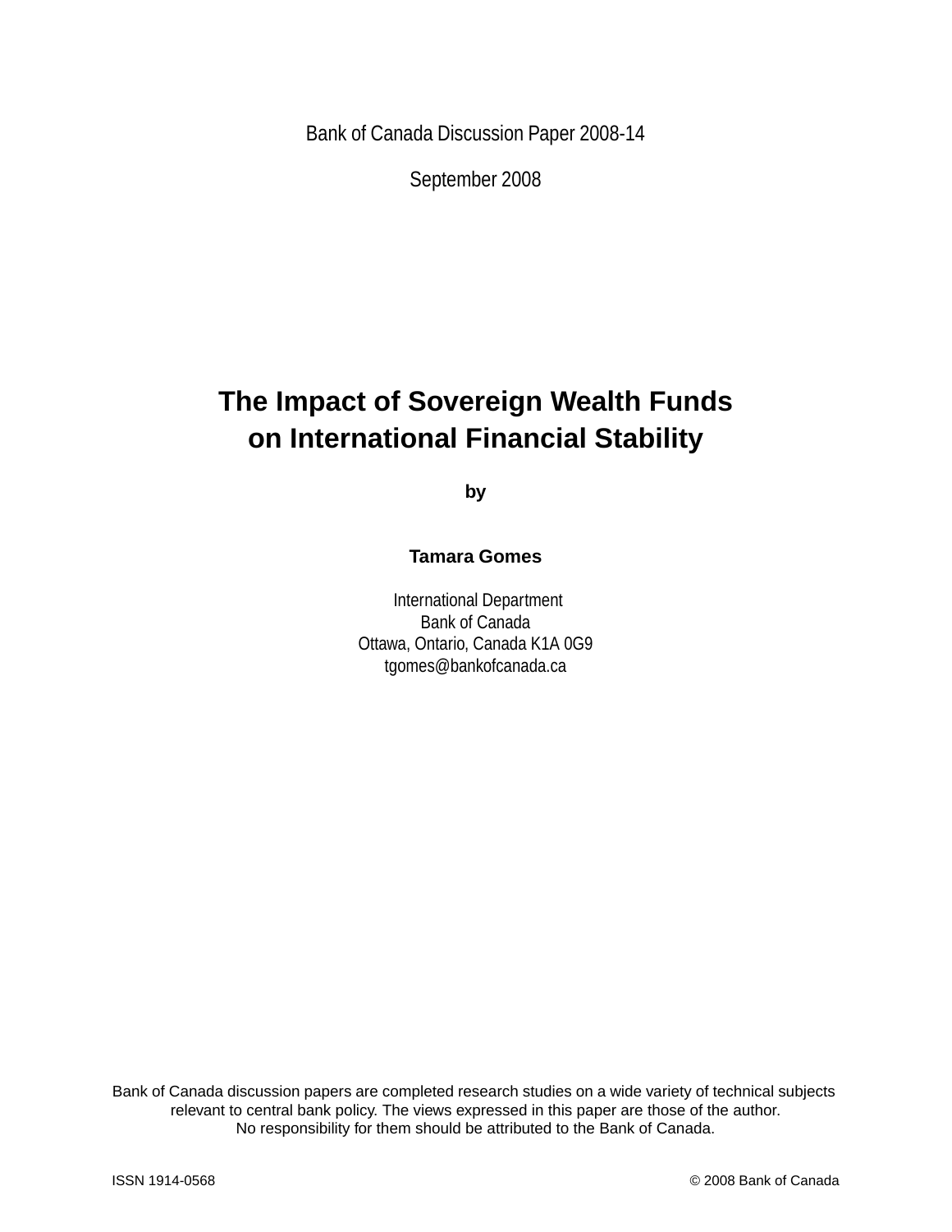Bank of Canada Discussion Paper 2008-14

September 2008

# The Impact of Sovereign Wealth Funds on International Financial Stability

**by**

**Tamara Gomes**

International Department
Bank of Canada
Ottawa, Ontario, Canada K1A 0G9
tgomes@bankofcanada.ca

Bank of Canada discussion papers are completed research studies on a wide variety of technical subjects relevant to central bank policy. The views expressed in this paper are those of the author.
No responsibility for them should be attributed to the Bank of Canada.

ISSN 1914-0568

© 2008 Bank of Canada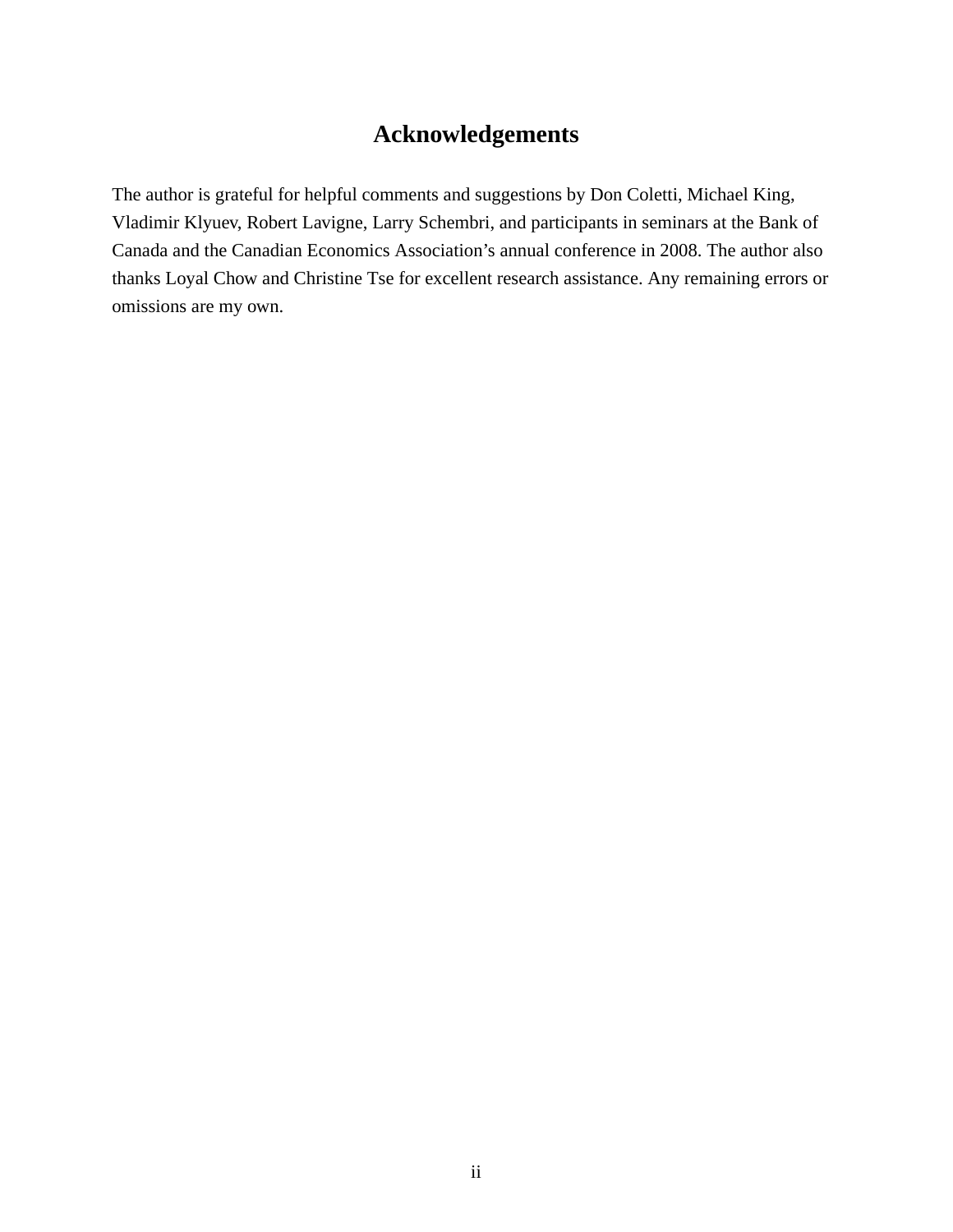# Acknowledgements

The author is grateful for helpful comments and suggestions by Don Coletti, Michael King, Vladimir Klyuev, Robert Lavigne, Larry Schembri, and participants in seminars at the Bank of Canada and the Canadian Economics Association's annual conference in 2008. The author also thanks Loyal Chow and Christine Tse for excellent research assistance. Any remaining errors or omissions are my own.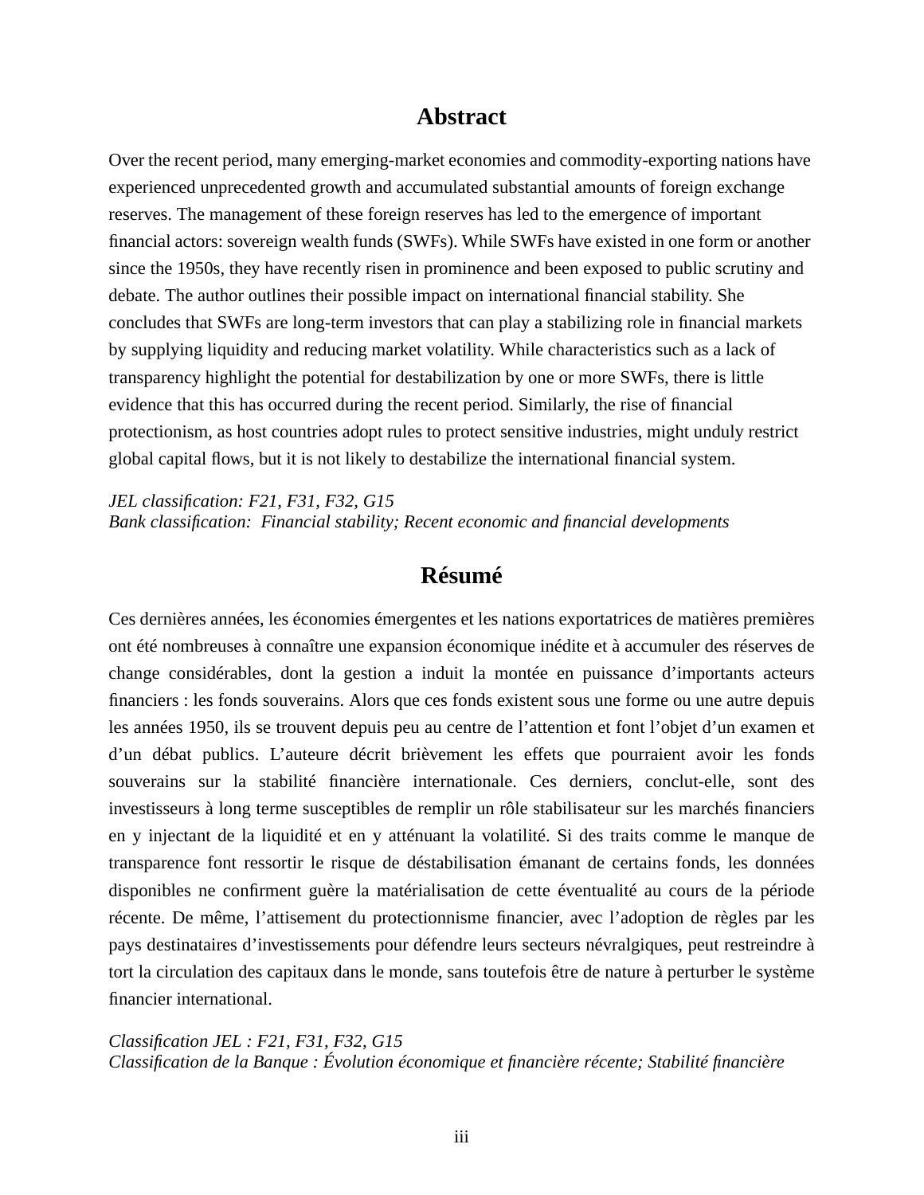## Abstract

Over the recent period, many emerging-market economies and commodity-exporting nations have experienced unprecedented growth and accumulated substantial amounts of foreign exchange reserves. The management of these foreign reserves has led to the emergence of important financial actors: sovereign wealth funds (SWFs). While SWFs have existed in one form or another since the 1950s, they have recently risen in prominence and been exposed to public scrutiny and debate. The author outlines their possible impact on international financial stability. She concludes that SWFs are long-term investors that can play a stabilizing role in financial markets by supplying liquidity and reducing market volatility. While characteristics such as a lack of transparency highlight the potential for destabilization by one or more SWFs, there is little evidence that this has occurred during the recent period. Similarly, the rise of financial protectionism, as host countries adopt rules to protect sensitive industries, might unduly restrict global capital flows, but it is not likely to destabilize the international financial system.

*JEL classification: F21, F31, F32, G15*
*Bank classification: Financial stability; Recent economic and financial developments*

## Résumé

Ces dernières années, les économies émergentes et les nations exportatrices de matières premières ont été nombreuses à connaître une expansion économique inédite et à accumuler des réserves de change considérables, dont la gestion a induit la montée en puissance d'importants acteurs financiers : les fonds souverains. Alors que ces fonds existent sous une forme ou une autre depuis les années 1950, ils se trouvent depuis peu au centre de l'attention et font l'objet d'un examen et d'un débat publics. L'auteure décrit brièvement les effets que pourraient avoir les fonds souverains sur la stabilité financière internationale. Ces derniers, conclut-elle, sont des investisseurs à long terme susceptibles de remplir un rôle stabilisateur sur les marchés financiers en y injectant de la liquidité et en y atténuant la volatilité. Si des traits comme le manque de transparence font ressortir le risque de déstabilisation émanant de certains fonds, les données disponibles ne confirment guère la matérialisation de cette éventualité au cours de la période récente. De même, l'attisement du protectionnisme financier, avec l'adoption de règles par les pays destinataires d'investissements pour défendre leurs secteurs névralgiques, peut restreindre à tort la circulation des capitaux dans le monde, sans toutefois être de nature à perturber le système financier international.

*Classification JEL : F21, F31, F32, G15*
*Classification de la Banque : Évolution économique et financière récente; Stabilité financière*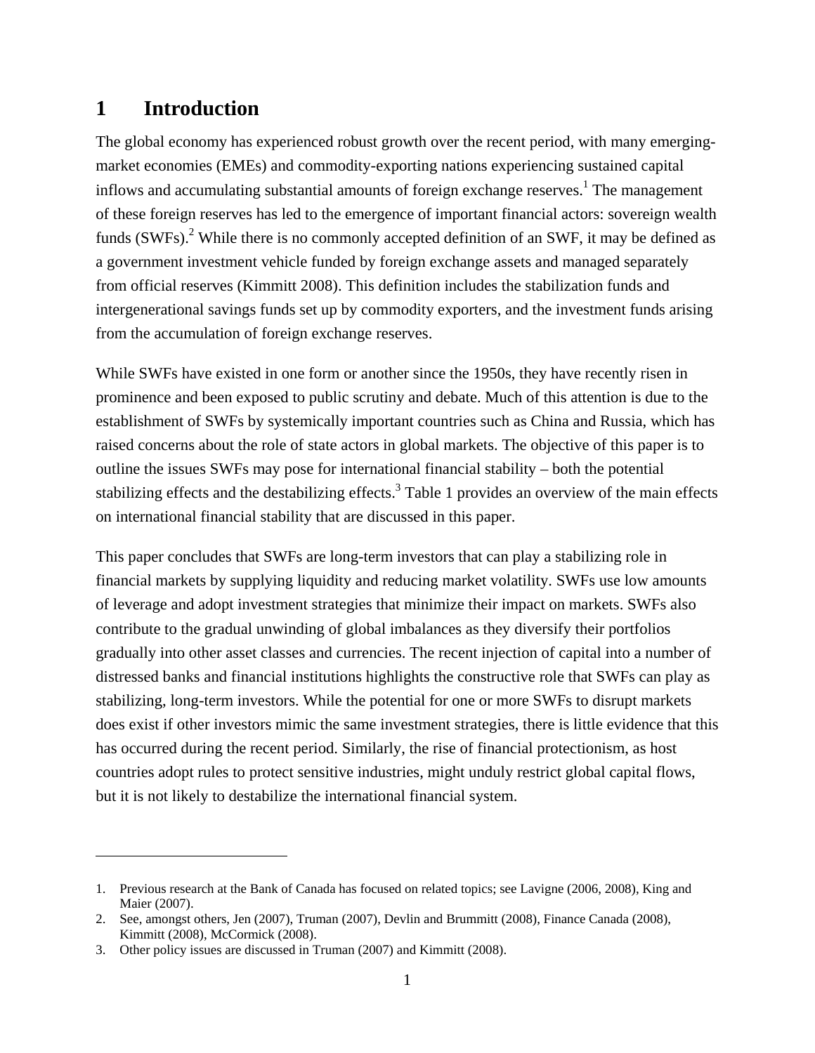# 1 Introduction

The global economy has experienced robust growth over the recent period, with many emerging-market economies (EMEs) and commodity-exporting nations experiencing sustained capital inflows and accumulating substantial amounts of foreign exchange reserves.[1] The management of these foreign reserves has led to the emergence of important financial actors: sovereign wealth funds (SWFs).[2] While there is no commonly accepted definition of an SWF, it may be defined as a government investment vehicle funded by foreign exchange assets and managed separately from official reserves (Kimmitt 2008). This definition includes the stabilization funds and intergenerational savings funds set up by commodity exporters, and the investment funds arising from the accumulation of foreign exchange reserves.

While SWFs have existed in one form or another since the 1950s, they have recently risen in prominence and been exposed to public scrutiny and debate. Much of this attention is due to the establishment of SWFs by systemically important countries such as China and Russia, which has raised concerns about the role of state actors in global markets. The objective of this paper is to outline the issues SWFs may pose for international financial stability – both the potential stabilizing effects and the destabilizing effects.[3] Table 1 provides an overview of the main effects on international financial stability that are discussed in this paper.

This paper concludes that SWFs are long-term investors that can play a stabilizing role in financial markets by supplying liquidity and reducing market volatility. SWFs use low amounts of leverage and adopt investment strategies that minimize their impact on markets. SWFs also contribute to the gradual unwinding of global imbalances as they diversify their portfolios gradually into other asset classes and currencies. The recent injection of capital into a number of distressed banks and financial institutions highlights the constructive role that SWFs can play as stabilizing, long-term investors. While the potential for one or more SWFs to disrupt markets does exist if other investors mimic the same investment strategies, there is little evidence that this has occurred during the recent period. Similarly, the rise of financial protectionism, as host countries adopt rules to protect sensitive industries, might unduly restrict global capital flows, but it is not likely to destabilize the international financial system.

---

1. Previous research at the Bank of Canada has focused on related topics; see Lavigne (2006, 2008), King and Maier (2007).
2. See, amongst others, Jen (2007), Truman (2007), Devlin and Brummitt (2008), Finance Canada (2008), Kimmitt (2008), McCormick (2008).
3. Other policy issues are discussed in Truman (2007) and Kimmitt (2008).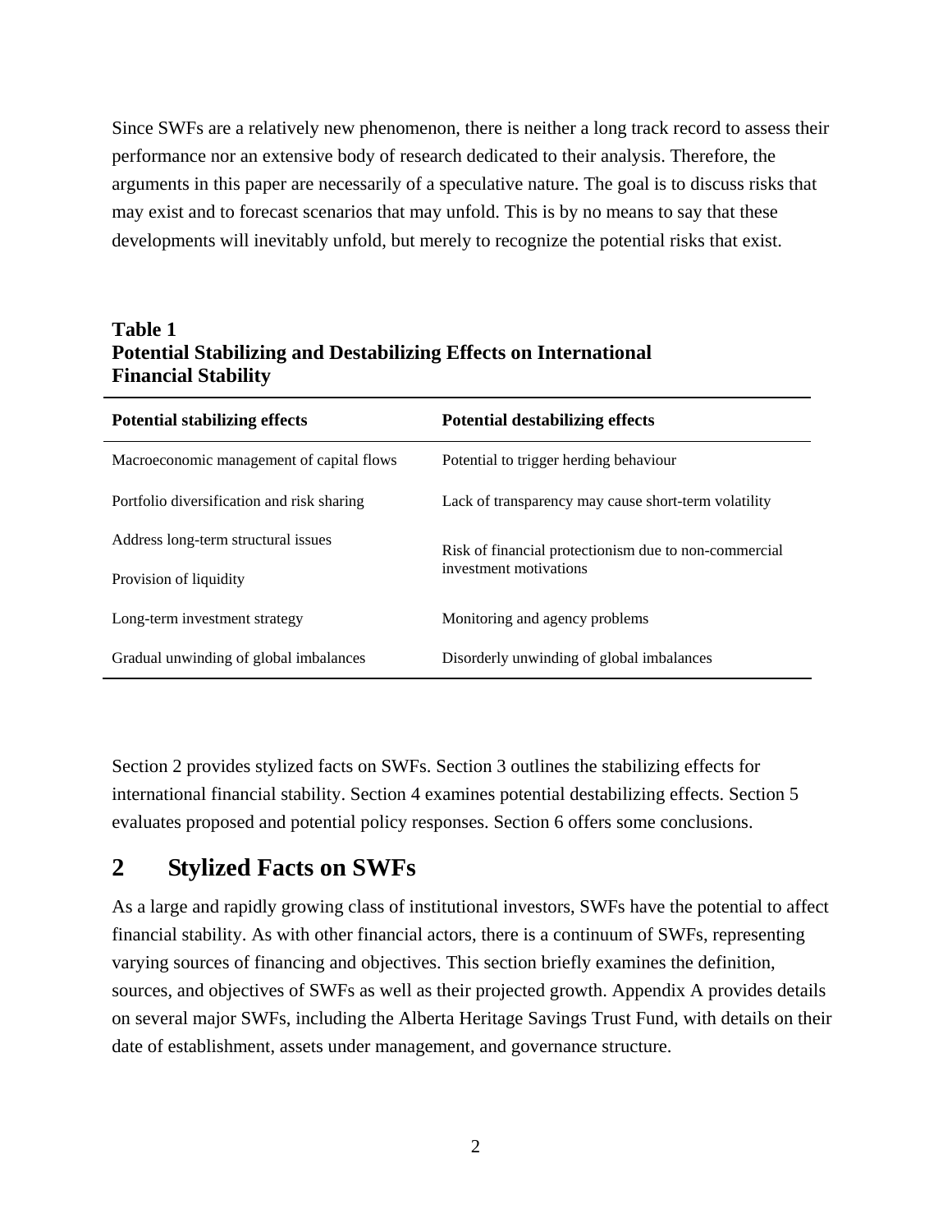Since SWFs are a relatively new phenomenon, there is neither a long track record to assess their performance nor an extensive body of research dedicated to their analysis. Therefore, the arguments in this paper are necessarily of a speculative nature. The goal is to discuss risks that may exist and to forecast scenarios that may unfold. This is by no means to say that these developments will inevitably unfold, but merely to recognize the potential risks that exist.

**Table 1**
**Potential Stabilizing and Destabilizing Effects on International Financial Stability**

| Potential stabilizing effects | Potential destabilizing effects |
|---|---|
| Macroeconomic management of capital flows | Potential to trigger herding behaviour |
| Portfolio diversification and risk sharing | Lack of transparency may cause short-term volatility |
| Address long-term structural issues | Risk of financial protectionism due to non-commercial investment motivations |
| Provision of liquidity | |
| Long-term investment strategy | Monitoring and agency problems |
| Gradual unwinding of global imbalances | Disorderly unwinding of global imbalances |

Section 2 provides stylized facts on SWFs. Section 3 outlines the stabilizing effects for international financial stability. Section 4 examines potential destabilizing effects. Section 5 evaluates proposed and potential policy responses. Section 6 offers some conclusions.

## 2 Stylized Facts on SWFs

As a large and rapidly growing class of institutional investors, SWFs have the potential to affect financial stability. As with other financial actors, there is a continuum of SWFs, representing varying sources of financing and objectives. This section briefly examines the definition, sources, and objectives of SWFs as well as their projected growth. Appendix A provides details on several major SWFs, including the Alberta Heritage Savings Trust Fund, with details on their date of establishment, assets under management, and governance structure.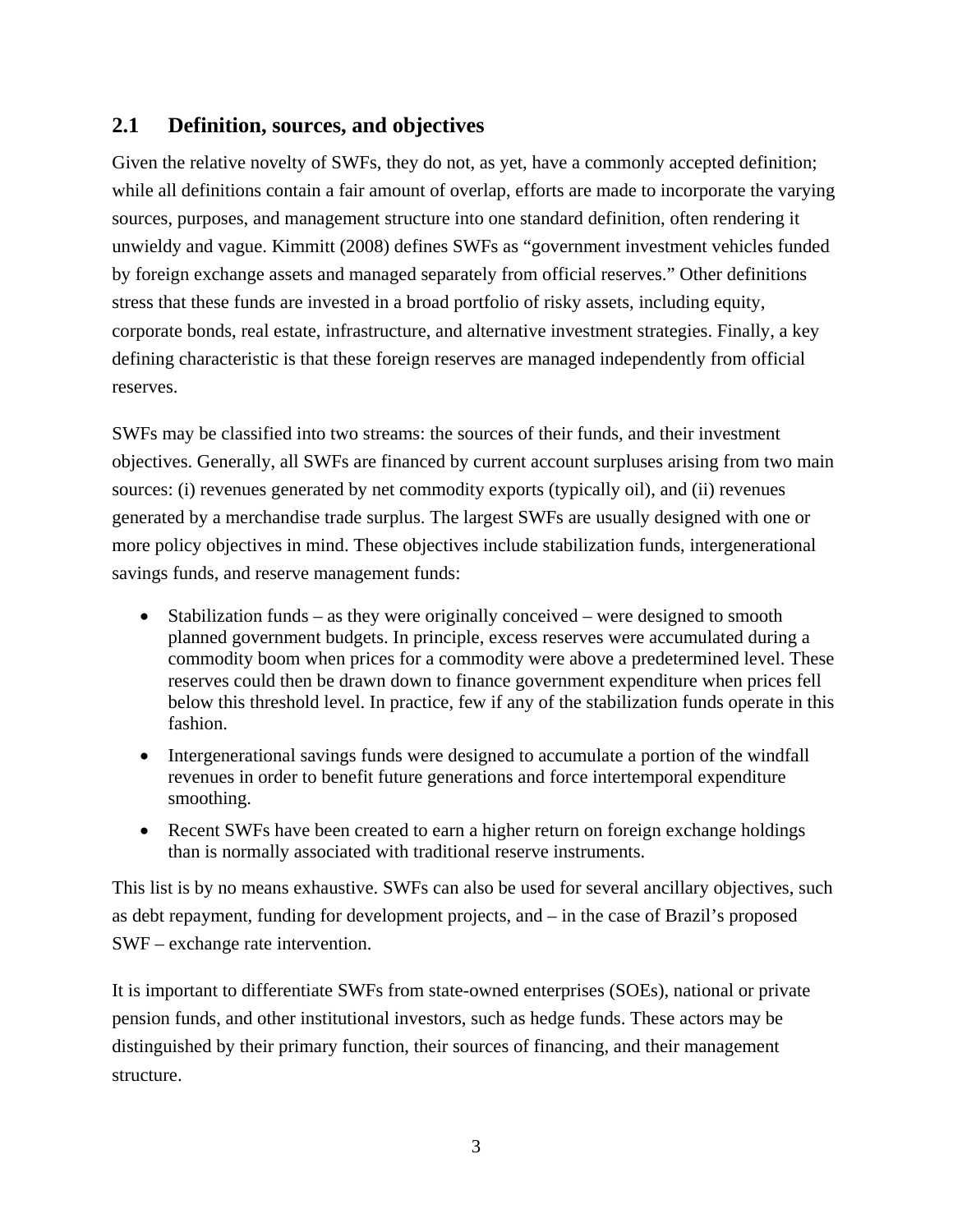## 2.1 Definition, sources, and objectives

Given the relative novelty of SWFs, they do not, as yet, have a commonly accepted definition; while all definitions contain a fair amount of overlap, efforts are made to incorporate the varying sources, purposes, and management structure into one standard definition, often rendering it unwieldy and vague. Kimmitt (2008) defines SWFs as "government investment vehicles funded by foreign exchange assets and managed separately from official reserves." Other definitions stress that these funds are invested in a broad portfolio of risky assets, including equity, corporate bonds, real estate, infrastructure, and alternative investment strategies. Finally, a key defining characteristic is that these foreign reserves are managed independently from official reserves.

SWFs may be classified into two streams: the sources of their funds, and their investment objectives. Generally, all SWFs are financed by current account surpluses arising from two main sources: (i) revenues generated by net commodity exports (typically oil), and (ii) revenues generated by a merchandise trade surplus. The largest SWFs are usually designed with one or more policy objectives in mind. These objectives include stabilization funds, intergenerational savings funds, and reserve management funds:

- Stabilization funds – as they were originally conceived – were designed to smooth planned government budgets. In principle, excess reserves were accumulated during a commodity boom when prices for a commodity were above a predetermined level. These reserves could then be drawn down to finance government expenditure when prices fell below this threshold level. In practice, few if any of the stabilization funds operate in this fashion.
- Intergenerational savings funds were designed to accumulate a portion of the windfall revenues in order to benefit future generations and force intertemporal expenditure smoothing.
- Recent SWFs have been created to earn a higher return on foreign exchange holdings than is normally associated with traditional reserve instruments.

This list is by no means exhaustive. SWFs can also be used for several ancillary objectives, such as debt repayment, funding for development projects, and – in the case of Brazil's proposed SWF – exchange rate intervention.

It is important to differentiate SWFs from state-owned enterprises (SOEs), national or private pension funds, and other institutional investors, such as hedge funds. These actors may be distinguished by their primary function, their sources of financing, and their management structure.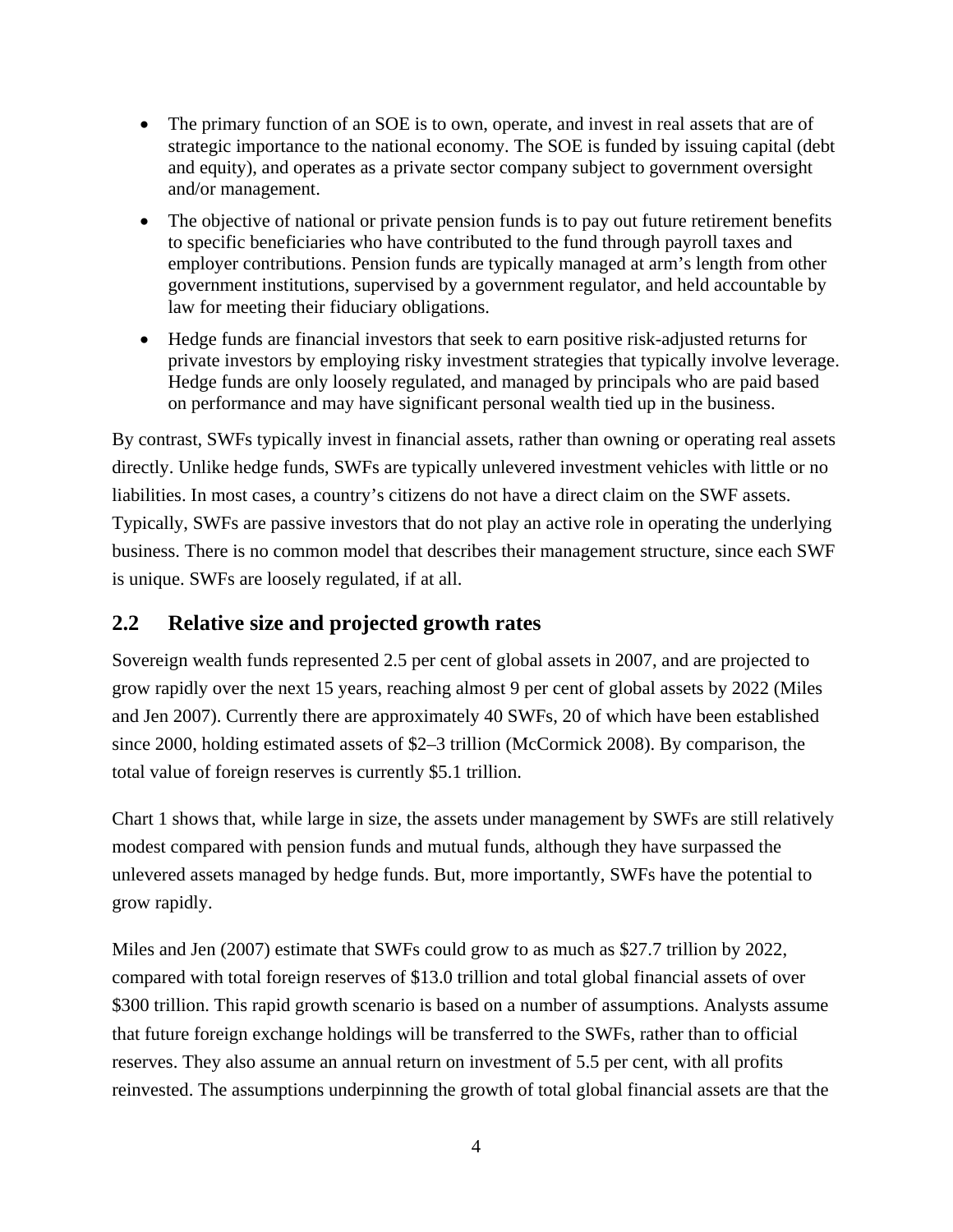- The primary function of an SOE is to own, operate, and invest in real assets that are of strategic importance to the national economy. The SOE is funded by issuing capital (debt and equity), and operates as a private sector company subject to government oversight and/or management.
- The objective of national or private pension funds is to pay out future retirement benefits to specific beneficiaries who have contributed to the fund through payroll taxes and employer contributions. Pension funds are typically managed at arm's length from other government institutions, supervised by a government regulator, and held accountable by law for meeting their fiduciary obligations.
- Hedge funds are financial investors that seek to earn positive risk-adjusted returns for private investors by employing risky investment strategies that typically involve leverage. Hedge funds are only loosely regulated, and managed by principals who are paid based on performance and may have significant personal wealth tied up in the business.

By contrast, SWFs typically invest in financial assets, rather than owning or operating real assets directly. Unlike hedge funds, SWFs are typically unlevered investment vehicles with little or no liabilities. In most cases, a country's citizens do not have a direct claim on the SWF assets. Typically, SWFs are passive investors that do not play an active role in operating the underlying business. There is no common model that describes their management structure, since each SWF is unique. SWFs are loosely regulated, if at all.

## 2.2 Relative size and projected growth rates

Sovereign wealth funds represented 2.5 per cent of global assets in 2007, and are projected to grow rapidly over the next 15 years, reaching almost 9 per cent of global assets by 2022 (Miles and Jen 2007). Currently there are approximately 40 SWFs, 20 of which have been established since 2000, holding estimated assets of $2–3 trillion (McCormick 2008). By comparison, the total value of foreign reserves is currently $5.1 trillion.

Chart 1 shows that, while large in size, the assets under management by SWFs are still relatively modest compared with pension funds and mutual funds, although they have surpassed the unlevered assets managed by hedge funds. But, more importantly, SWFs have the potential to grow rapidly.

Miles and Jen (2007) estimate that SWFs could grow to as much as $27.7 trillion by 2022, compared with total foreign reserves of $13.0 trillion and total global financial assets of over $300 trillion. This rapid growth scenario is based on a number of assumptions. Analysts assume that future foreign exchange holdings will be transferred to the SWFs, rather than to official reserves. They also assume an annual return on investment of 5.5 per cent, with all profits reinvested. The assumptions underpinning the growth of total global financial assets are that the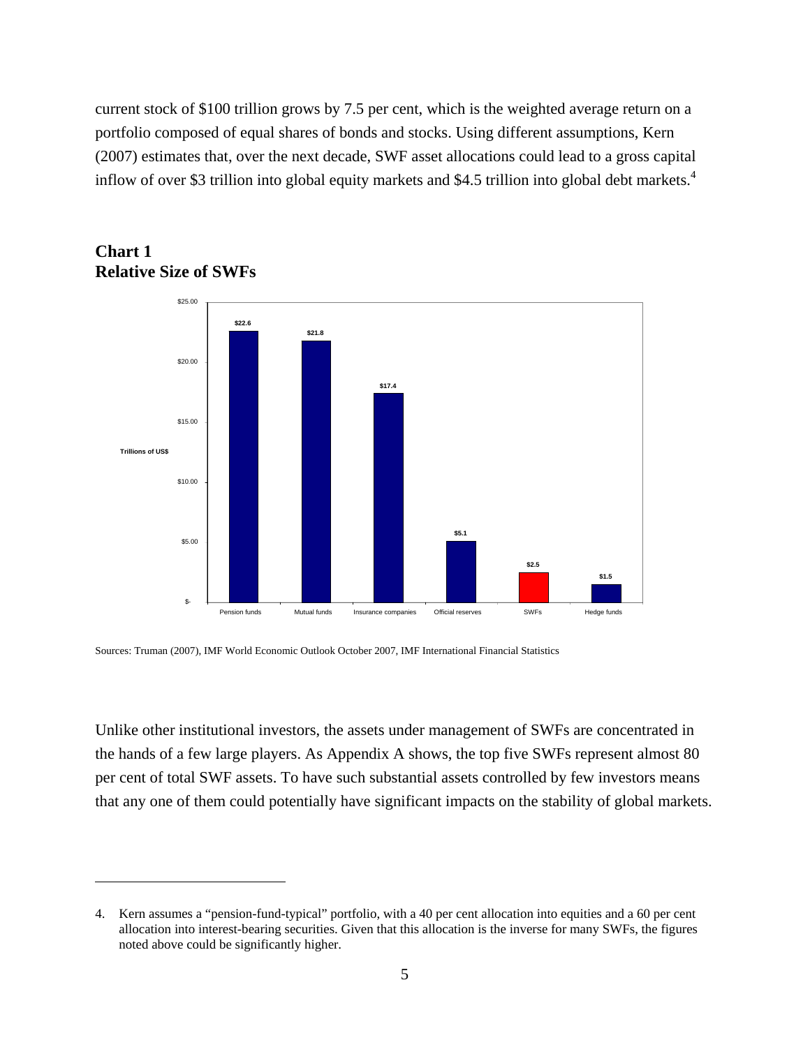current stock of $100 trillion grows by 7.5 per cent, which is the weighted average return on a portfolio composed of equal shares of bonds and stocks. Using different assumptions, Kern (2007) estimates that, over the next decade, SWF asset allocations could lead to a gross capital inflow of over $3 trillion into global equity markets and $4.5 trillion into global debt markets.[4]

## Chart 1
## Relative Size of SWFs

Trillions of US$

$25.00
$20.00
$15.00
$10.00
$5.00
$-

$22.6
$21.8
$17.4
$5.1
$2.5
$1.5

Pension funds
Mutual funds
Insurance companies
Official reserves
SWFs
Hedge funds

Sources: Truman (2007), IMF World Economic Outlook October 2007, IMF International Financial Statistics

Unlike other institutional investors, the assets under management of SWFs are concentrated in the hands of a few large players. As Appendix A shows, the top five SWFs represent almost 80 per cent of total SWF assets. To have such substantial assets controlled by few investors means that any one of them could potentially have significant impacts on the stability of global markets.

---

4. Kern assumes a "pension-fund-typical" portfolio, with a 40 per cent allocation into equities and a 60 per cent allocation into interest-bearing securities. Given that this allocation is the inverse for many SWFs, the figures noted above could be significantly higher.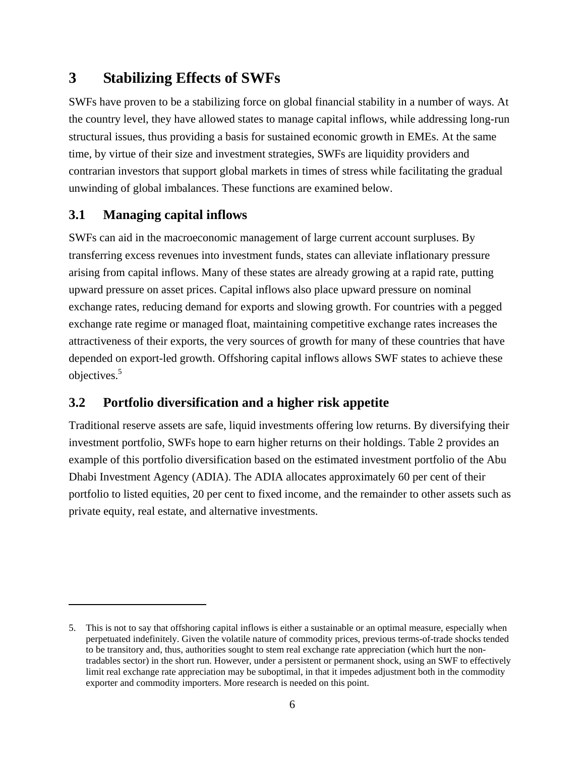# 3 Stabilizing Effects of SWFs

SWFs have proven to be a stabilizing force on global financial stability in a number of ways. At the country level, they have allowed states to manage capital inflows, while addressing long-run structural issues, thus providing a basis for sustained economic growth in EMEs. At the same time, by virtue of their size and investment strategies, SWFs are liquidity providers and contrarian investors that support global markets in times of stress while facilitating the gradual unwinding of global imbalances. These functions are examined below.

## 3.1 Managing capital inflows

SWFs can aid in the macroeconomic management of large current account surpluses. By transferring excess revenues into investment funds, states can alleviate inflationary pressure arising from capital inflows. Many of these states are already growing at a rapid rate, putting upward pressure on asset prices. Capital inflows also place upward pressure on nominal exchange rates, reducing demand for exports and slowing growth. For countries with a pegged exchange rate regime or managed float, maintaining competitive exchange rates increases the attractiveness of their exports, the very sources of growth for many of these countries that have depended on export-led growth. Offshoring capital inflows allows SWF states to achieve these objectives.[5]

## 3.2 Portfolio diversification and a higher risk appetite

Traditional reserve assets are safe, liquid investments offering low returns. By diversifying their investment portfolio, SWFs hope to earn higher returns on their holdings. Table 2 provides an example of this portfolio diversification based on the estimated investment portfolio of the Abu Dhabi Investment Agency (ADIA). The ADIA allocates approximately 60 per cent of their portfolio to listed equities, 20 per cent to fixed income, and the remainder to other assets such as private equity, real estate, and alternative investments.

---

5. This is not to say that offshoring capital inflows is either a sustainable or an optimal measure, especially when perpetuated indefinitely. Given the volatile nature of commodity prices, previous terms-of-trade shocks tended to be transitory and, thus, authorities sought to stem real exchange rate appreciation (which hurt the non-tradables sector) in the short run. However, under a persistent or permanent shock, using an SWF to effectively limit real exchange rate appreciation may be suboptimal, in that it impedes adjustment both in the commodity exporter and commodity importers. More research is needed on this point.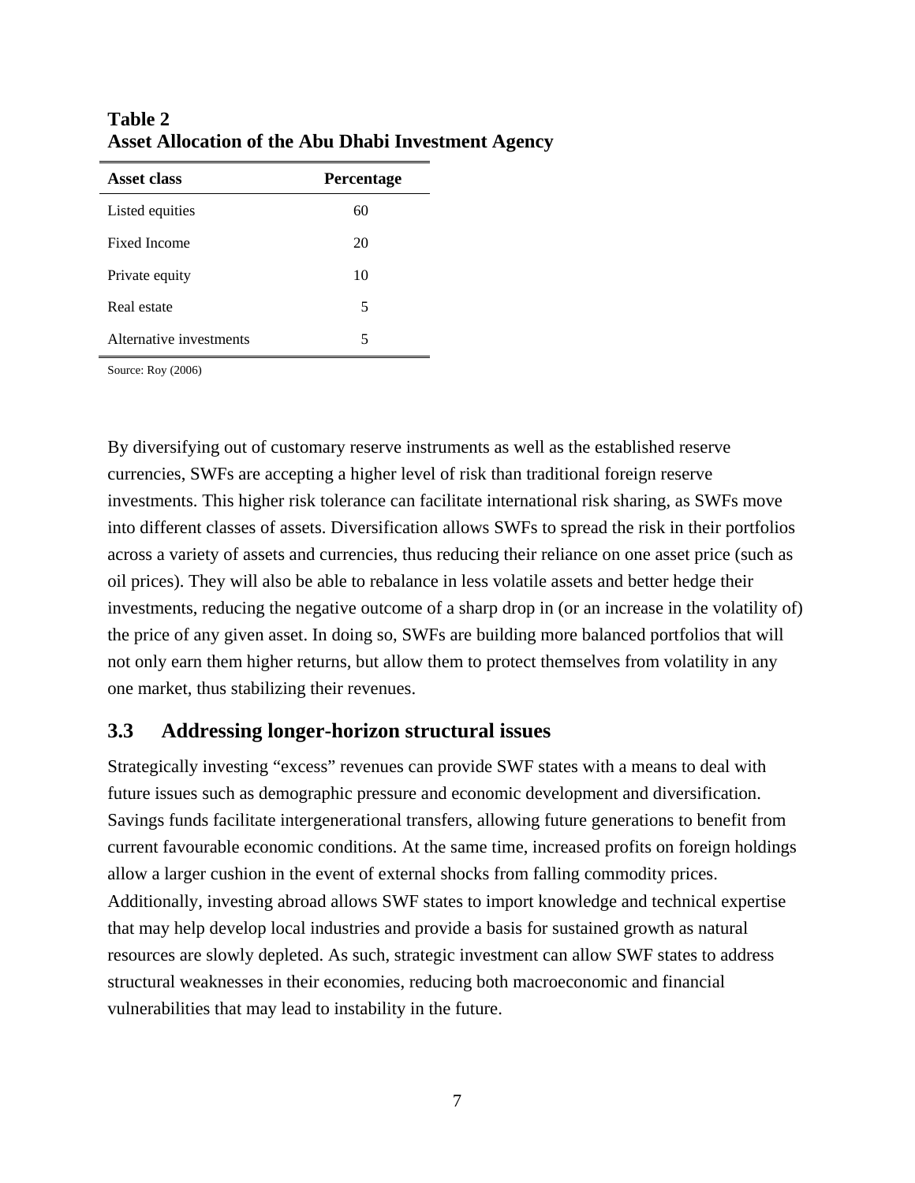**Table 2**
**Asset Allocation of the Abu Dhabi Investment Agency**

| Asset class | Percentage |
|---|---|
| Listed equities | 60 |
| Fixed Income | 20 |
| Private equity | 10 |
| Real estate | 5 |
| Alternative investments | 5 |

Source: Roy (2006)

By diversifying out of customary reserve instruments as well as the established reserve currencies, SWFs are accepting a higher level of risk than traditional foreign reserve investments. This higher risk tolerance can facilitate international risk sharing, as SWFs move into different classes of assets. Diversification allows SWFs to spread the risk in their portfolios across a variety of assets and currencies, thus reducing their reliance on one asset price (such as oil prices). They will also be able to rebalance in less volatile assets and better hedge their investments, reducing the negative outcome of a sharp drop in (or an increase in the volatility of) the price of any given asset. In doing so, SWFs are building more balanced portfolios that will not only earn them higher returns, but allow them to protect themselves from volatility in any one market, thus stabilizing their revenues.

## 3.3 Addressing longer-horizon structural issues

Strategically investing "excess" revenues can provide SWF states with a means to deal with future issues such as demographic pressure and economic development and diversification. Savings funds facilitate intergenerational transfers, allowing future generations to benefit from current favourable economic conditions. At the same time, increased profits on foreign holdings allow a larger cushion in the event of external shocks from falling commodity prices. Additionally, investing abroad allows SWF states to import knowledge and technical expertise that may help develop local industries and provide a basis for sustained growth as natural resources are slowly depleted. As such, strategic investment can allow SWF states to address structural weaknesses in their economies, reducing both macroeconomic and financial vulnerabilities that may lead to instability in the future.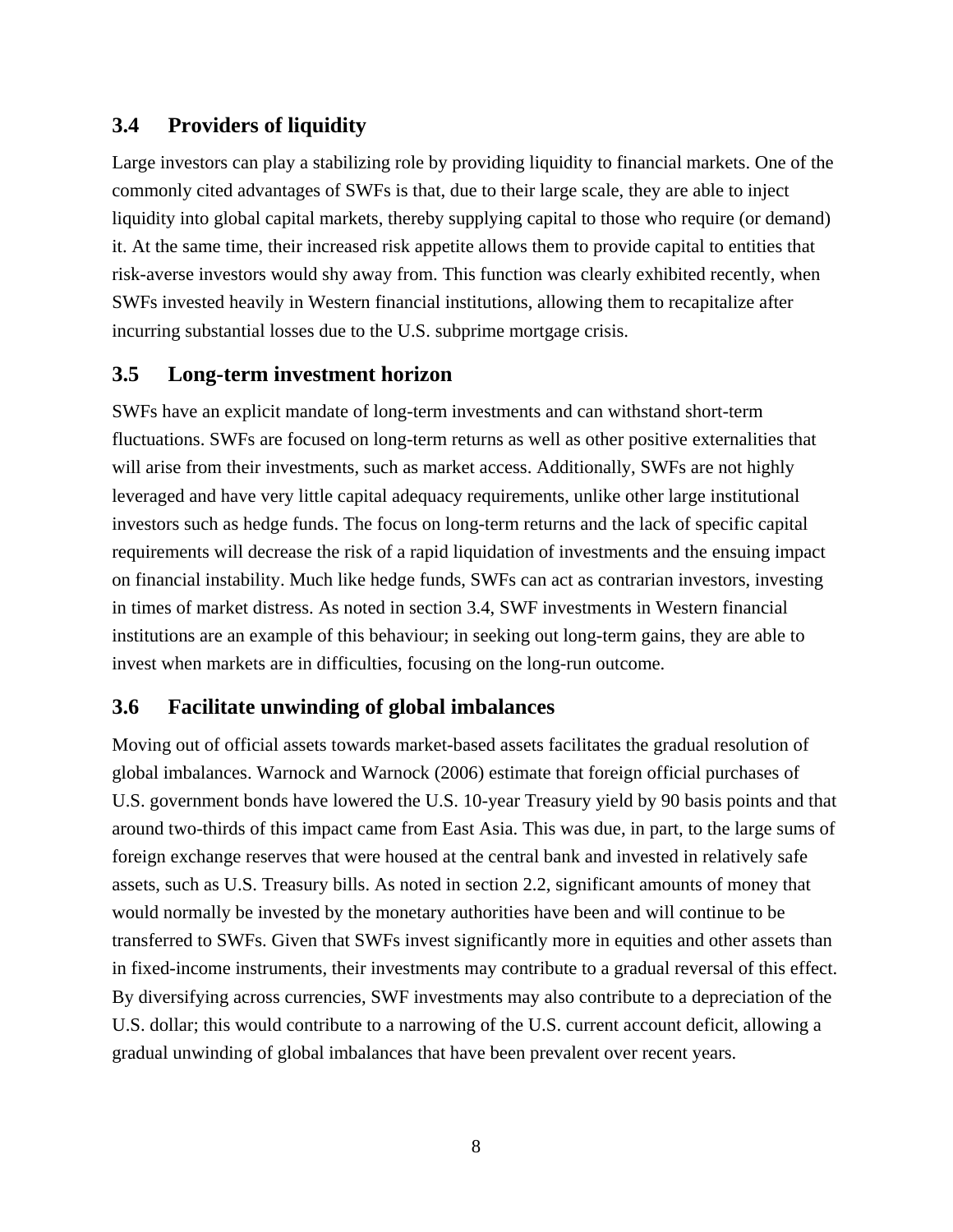### 3.4 Providers of liquidity

Large investors can play a stabilizing role by providing liquidity to financial markets. One of the commonly cited advantages of SWFs is that, due to their large scale, they are able to inject liquidity into global capital markets, thereby supplying capital to those who require (or demand) it. At the same time, their increased risk appetite allows them to provide capital to entities that risk-averse investors would shy away from. This function was clearly exhibited recently, when SWFs invested heavily in Western financial institutions, allowing them to recapitalize after incurring substantial losses due to the U.S. subprime mortgage crisis.

### 3.5 Long-term investment horizon

SWFs have an explicit mandate of long-term investments and can withstand short-term fluctuations. SWFs are focused on long-term returns as well as other positive externalities that will arise from their investments, such as market access. Additionally, SWFs are not highly leveraged and have very little capital adequacy requirements, unlike other large institutional investors such as hedge funds. The focus on long-term returns and the lack of specific capital requirements will decrease the risk of a rapid liquidation of investments and the ensuing impact on financial instability. Much like hedge funds, SWFs can act as contrarian investors, investing in times of market distress. As noted in section 3.4, SWF investments in Western financial institutions are an example of this behaviour; in seeking out long-term gains, they are able to invest when markets are in difficulties, focusing on the long-run outcome.

### 3.6 Facilitate unwinding of global imbalances

Moving out of official assets towards market-based assets facilitates the gradual resolution of global imbalances. Warnock and Warnock (2006) estimate that foreign official purchases of U.S. government bonds have lowered the U.S. 10-year Treasury yield by 90 basis points and that around two-thirds of this impact came from East Asia. This was due, in part, to the large sums of foreign exchange reserves that were housed at the central bank and invested in relatively safe assets, such as U.S. Treasury bills. As noted in section 2.2, significant amounts of money that would normally be invested by the monetary authorities have been and will continue to be transferred to SWFs. Given that SWFs invest significantly more in equities and other assets than in fixed-income instruments, their investments may contribute to a gradual reversal of this effect. By diversifying across currencies, SWF investments may also contribute to a depreciation of the U.S. dollar; this would contribute to a narrowing of the U.S. current account deficit, allowing a gradual unwinding of global imbalances that have been prevalent over recent years.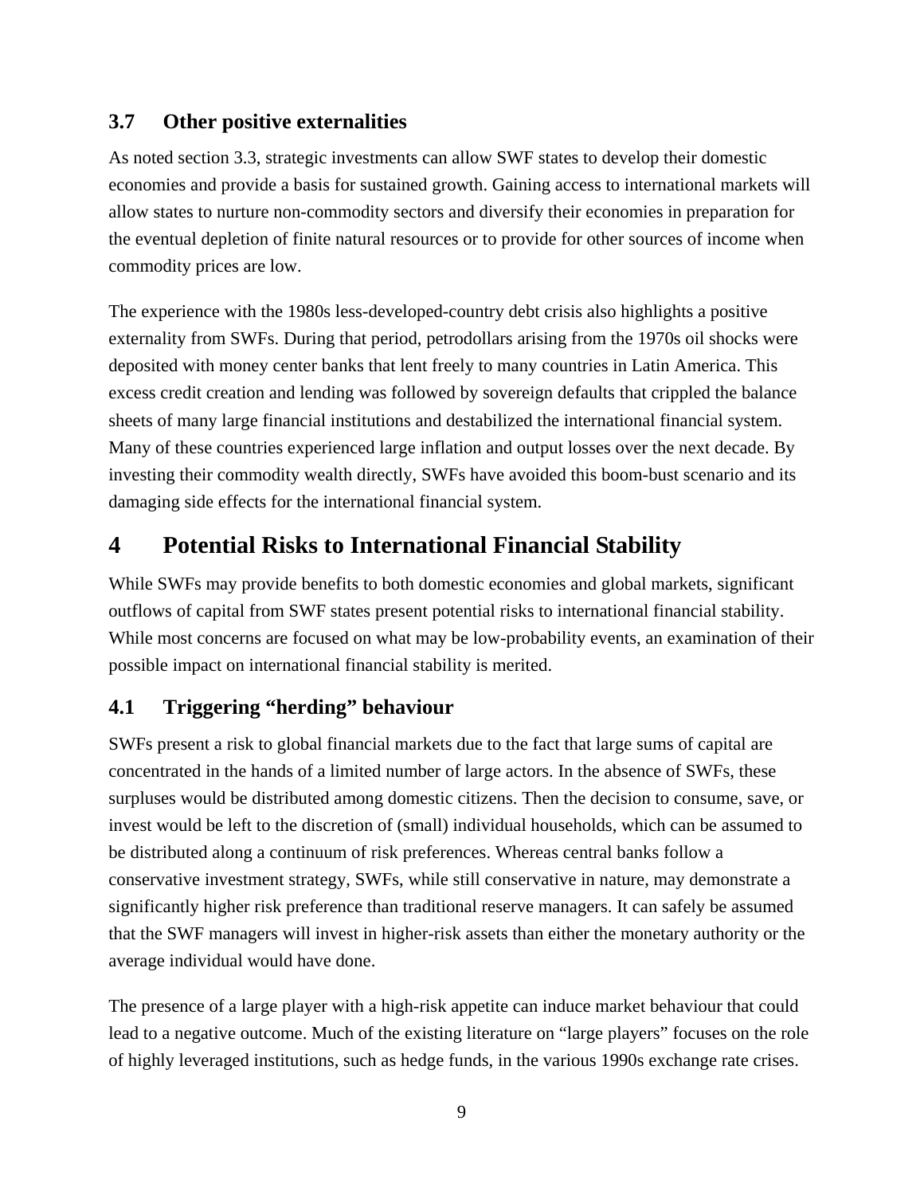### 3.7 Other positive externalities

As noted section 3.3, strategic investments can allow SWF states to develop their domestic economies and provide a basis for sustained growth. Gaining access to international markets will allow states to nurture non-commodity sectors and diversify their economies in preparation for the eventual depletion of finite natural resources or to provide for other sources of income when commodity prices are low.

The experience with the 1980s less-developed-country debt crisis also highlights a positive externality from SWFs. During that period, petrodollars arising from the 1970s oil shocks were deposited with money center banks that lent freely to many countries in Latin America. This excess credit creation and lending was followed by sovereign defaults that crippled the balance sheets of many large financial institutions and destabilized the international financial system. Many of these countries experienced large inflation and output losses over the next decade. By investing their commodity wealth directly, SWFs have avoided this boom-bust scenario and its damaging side effects for the international financial system.

## 4 Potential Risks to International Financial Stability

While SWFs may provide benefits to both domestic economies and global markets, significant outflows of capital from SWF states present potential risks to international financial stability. While most concerns are focused on what may be low-probability events, an examination of their possible impact on international financial stability is merited.

### 4.1 Triggering "herding" behaviour

SWFs present a risk to global financial markets due to the fact that large sums of capital are concentrated in the hands of a limited number of large actors. In the absence of SWFs, these surpluses would be distributed among domestic citizens. Then the decision to consume, save, or invest would be left to the discretion of (small) individual households, which can be assumed to be distributed along a continuum of risk preferences. Whereas central banks follow a conservative investment strategy, SWFs, while still conservative in nature, may demonstrate a significantly higher risk preference than traditional reserve managers. It can safely be assumed that the SWF managers will invest in higher-risk assets than either the monetary authority or the average individual would have done.

The presence of a large player with a high-risk appetite can induce market behaviour that could lead to a negative outcome. Much of the existing literature on "large players" focuses on the role of highly leveraged institutions, such as hedge funds, in the various 1990s exchange rate crises.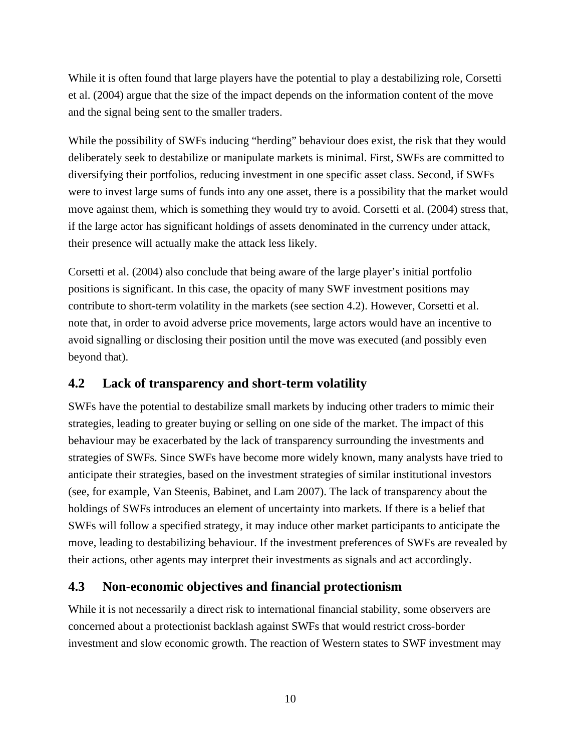While it is often found that large players have the potential to play a destabilizing role, Corsetti et al. (2004) argue that the size of the impact depends on the information content of the move and the signal being sent to the smaller traders.

While the possibility of SWFs inducing "herding" behaviour does exist, the risk that they would deliberately seek to destabilize or manipulate markets is minimal. First, SWFs are committed to diversifying their portfolios, reducing investment in one specific asset class. Second, if SWFs were to invest large sums of funds into any one asset, there is a possibility that the market would move against them, which is something they would try to avoid. Corsetti et al. (2004) stress that, if the large actor has significant holdings of assets denominated in the currency under attack, their presence will actually make the attack less likely.

Corsetti et al. (2004) also conclude that being aware of the large player's initial portfolio positions is significant. In this case, the opacity of many SWF investment positions may contribute to short-term volatility in the markets (see section 4.2). However, Corsetti et al. note that, in order to avoid adverse price movements, large actors would have an incentive to avoid signalling or disclosing their position until the move was executed (and possibly even beyond that).

## 4.2 Lack of transparency and short-term volatility

SWFs have the potential to destabilize small markets by inducing other traders to mimic their strategies, leading to greater buying or selling on one side of the market. The impact of this behaviour may be exacerbated by the lack of transparency surrounding the investments and strategies of SWFs. Since SWFs have become more widely known, many analysts have tried to anticipate their strategies, based on the investment strategies of similar institutional investors (see, for example, Van Steenis, Babinet, and Lam 2007). The lack of transparency about the holdings of SWFs introduces an element of uncertainty into markets. If there is a belief that SWFs will follow a specified strategy, it may induce other market participants to anticipate the move, leading to destabilizing behaviour. If the investment preferences of SWFs are revealed by their actions, other agents may interpret their investments as signals and act accordingly.

## 4.3 Non-economic objectives and financial protectionism

While it is not necessarily a direct risk to international financial stability, some observers are concerned about a protectionist backlash against SWFs that would restrict cross-border investment and slow economic growth. The reaction of Western states to SWF investment may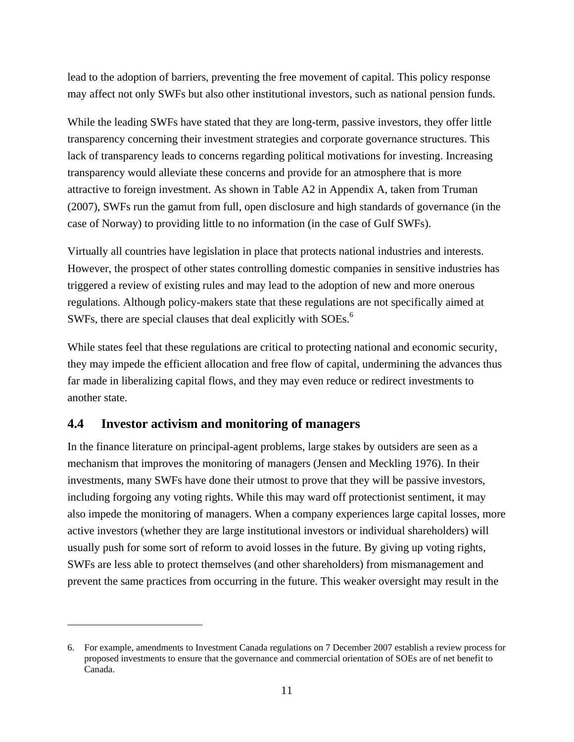lead to the adoption of barriers, preventing the free movement of capital. This policy response may affect not only SWFs but also other institutional investors, such as national pension funds.

While the leading SWFs have stated that they are long-term, passive investors, they offer little transparency concerning their investment strategies and corporate governance structures. This lack of transparency leads to concerns regarding political motivations for investing. Increasing transparency would alleviate these concerns and provide for an atmosphere that is more attractive to foreign investment. As shown in Table A2 in Appendix A, taken from Truman (2007), SWFs run the gamut from full, open disclosure and high standards of governance (in the case of Norway) to providing little to no information (in the case of Gulf SWFs).

Virtually all countries have legislation in place that protects national industries and interests. However, the prospect of other states controlling domestic companies in sensitive industries has triggered a review of existing rules and may lead to the adoption of new and more onerous regulations. Although policy-makers state that these regulations are not specifically aimed at SWFs, there are special clauses that deal explicitly with SOEs.[6]

While states feel that these regulations are critical to protecting national and economic security, they may impede the efficient allocation and free flow of capital, undermining the advances thus far made in liberalizing capital flows, and they may even reduce or redirect investments to another state.

## 4.4 Investor activism and monitoring of managers

In the finance literature on principal-agent problems, large stakes by outsiders are seen as a mechanism that improves the monitoring of managers (Jensen and Meckling 1976). In their investments, many SWFs have done their utmost to prove that they will be passive investors, including forgoing any voting rights. While this may ward off protectionist sentiment, it may also impede the monitoring of managers. When a company experiences large capital losses, more active investors (whether they are large institutional investors or individual shareholders) will usually push for some sort of reform to avoid losses in the future. By giving up voting rights, SWFs are less able to protect themselves (and other shareholders) from mismanagement and prevent the same practices from occurring in the future. This weaker oversight may result in the

6. For example, amendments to Investment Canada regulations on 7 December 2007 establish a review process for proposed investments to ensure that the governance and commercial orientation of SOEs are of net benefit to Canada.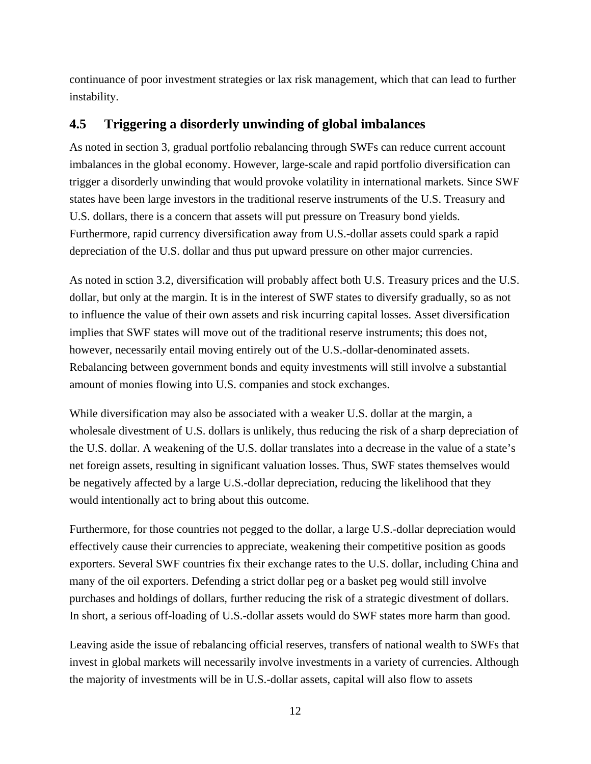continuance of poor investment strategies or lax risk management, which that can lead to further instability.

## 4.5 Triggering a disorderly unwinding of global imbalances

As noted in section 3, gradual portfolio rebalancing through SWFs can reduce current account imbalances in the global economy. However, large-scale and rapid portfolio diversification can trigger a disorderly unwinding that would provoke volatility in international markets. Since SWF states have been large investors in the traditional reserve instruments of the U.S. Treasury and U.S. dollars, there is a concern that assets will put pressure on Treasury bond yields. Furthermore, rapid currency diversification away from U.S.-dollar assets could spark a rapid depreciation of the U.S. dollar and thus put upward pressure on other major currencies.

As noted in sction 3.2, diversification will probably affect both U.S. Treasury prices and the U.S. dollar, but only at the margin. It is in the interest of SWF states to diversify gradually, so as not to influence the value of their own assets and risk incurring capital losses. Asset diversification implies that SWF states will move out of the traditional reserve instruments; this does not, however, necessarily entail moving entirely out of the U.S.-dollar-denominated assets. Rebalancing between government bonds and equity investments will still involve a substantial amount of monies flowing into U.S. companies and stock exchanges.

While diversification may also be associated with a weaker U.S. dollar at the margin, a wholesale divestment of U.S. dollars is unlikely, thus reducing the risk of a sharp depreciation of the U.S. dollar. A weakening of the U.S. dollar translates into a decrease in the value of a state's net foreign assets, resulting in significant valuation losses. Thus, SWF states themselves would be negatively affected by a large U.S.-dollar depreciation, reducing the likelihood that they would intentionally act to bring about this outcome.

Furthermore, for those countries not pegged to the dollar, a large U.S.-dollar depreciation would effectively cause their currencies to appreciate, weakening their competitive position as goods exporters. Several SWF countries fix their exchange rates to the U.S. dollar, including China and many of the oil exporters. Defending a strict dollar peg or a basket peg would still involve purchases and holdings of dollars, further reducing the risk of a strategic divestment of dollars. In short, a serious off-loading of U.S.-dollar assets would do SWF states more harm than good.

Leaving aside the issue of rebalancing official reserves, transfers of national wealth to SWFs that invest in global markets will necessarily involve investments in a variety of currencies. Although the majority of investments will be in U.S.-dollar assets, capital will also flow to assets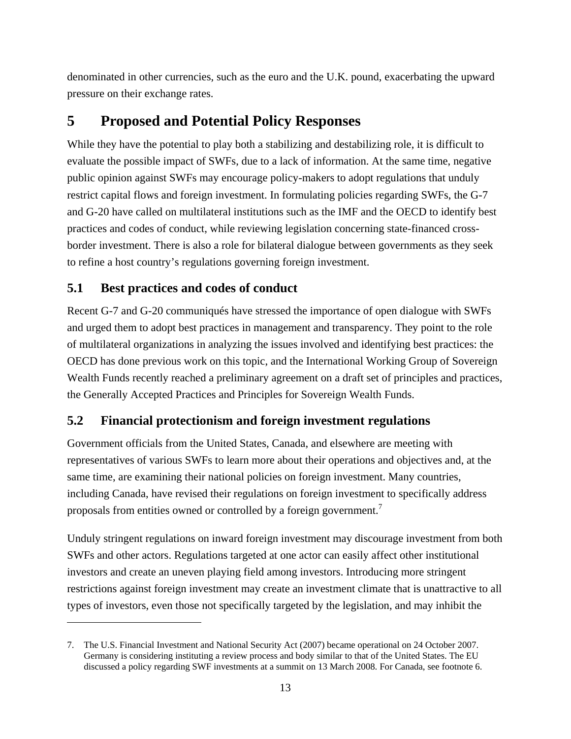denominated in other currencies, such as the euro and the U.K. pound, exacerbating the upward pressure on their exchange rates.

# 5 Proposed and Potential Policy Responses

While they have the potential to play both a stabilizing and destabilizing role, it is difficult to evaluate the possible impact of SWFs, due to a lack of information. At the same time, negative public opinion against SWFs may encourage policy-makers to adopt regulations that unduly restrict capital flows and foreign investment. In formulating policies regarding SWFs, the G-7 and G-20 have called on multilateral institutions such as the IMF and the OECD to identify best practices and codes of conduct, while reviewing legislation concerning state-financed cross-border investment. There is also a role for bilateral dialogue between governments as they seek to refine a host country's regulations governing foreign investment.

## 5.1 Best practices and codes of conduct

Recent G-7 and G-20 communiqués have stressed the importance of open dialogue with SWFs and urged them to adopt best practices in management and transparency. They point to the role of multilateral organizations in analyzing the issues involved and identifying best practices: the OECD has done previous work on this topic, and the International Working Group of Sovereign Wealth Funds recently reached a preliminary agreement on a draft set of principles and practices, the Generally Accepted Practices and Principles for Sovereign Wealth Funds.

## 5.2 Financial protectionism and foreign investment regulations

Government officials from the United States, Canada, and elsewhere are meeting with representatives of various SWFs to learn more about their operations and objectives and, at the same time, are examining their national policies on foreign investment. Many countries, including Canada, have revised their regulations on foreign investment to specifically address proposals from entities owned or controlled by a foreign government.[7]

Unduly stringent regulations on inward foreign investment may discourage investment from both SWFs and other actors. Regulations targeted at one actor can easily affect other institutional investors and create an uneven playing field among investors. Introducing more stringent restrictions against foreign investment may create an investment climate that is unattractive to all types of investors, even those not specifically targeted by the legislation, and may inhibit the

7. The U.S. Financial Investment and National Security Act (2007) became operational on 24 October 2007. Germany is considering instituting a review process and body similar to that of the United States. The EU discussed a policy regarding SWF investments at a summit on 13 March 2008. For Canada, see footnote 6.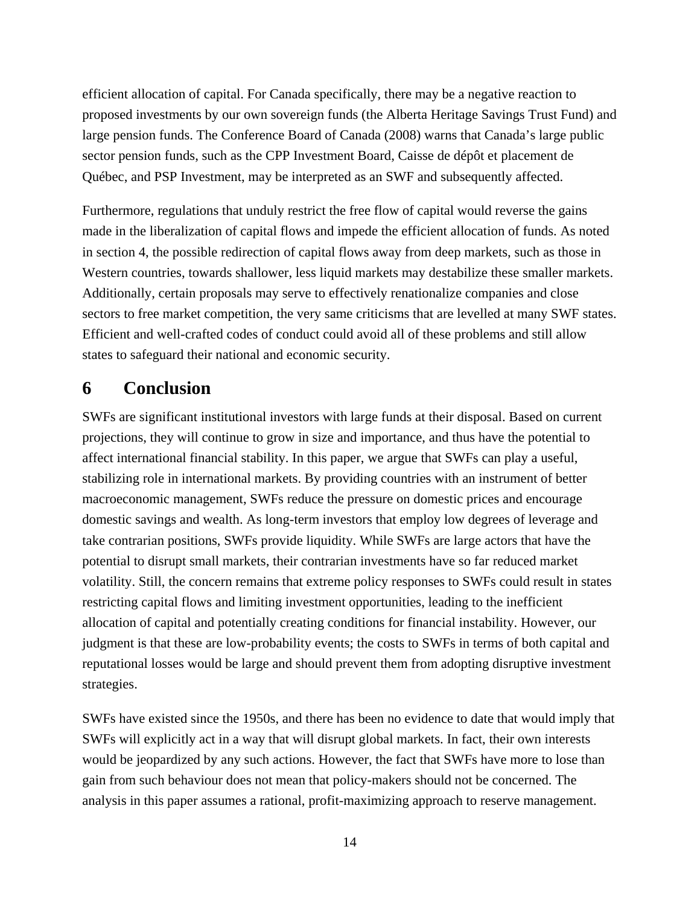efficient allocation of capital. For Canada specifically, there may be a negative reaction to proposed investments by our own sovereign funds (the Alberta Heritage Savings Trust Fund) and large pension funds. The Conference Board of Canada (2008) warns that Canada's large public sector pension funds, such as the CPP Investment Board, Caisse de dépôt et placement de Québec, and PSP Investment, may be interpreted as an SWF and subsequently affected.

Furthermore, regulations that unduly restrict the free flow of capital would reverse the gains made in the liberalization of capital flows and impede the efficient allocation of funds. As noted in section 4, the possible redirection of capital flows away from deep markets, such as those in Western countries, towards shallower, less liquid markets may destabilize these smaller markets. Additionally, certain proposals may serve to effectively renationalize companies and close sectors to free market competition, the very same criticisms that are levelled at many SWF states. Efficient and well-crafted codes of conduct could avoid all of these problems and still allow states to safeguard their national and economic security.

# 6 Conclusion

SWFs are significant institutional investors with large funds at their disposal. Based on current projections, they will continue to grow in size and importance, and thus have the potential to affect international financial stability. In this paper, we argue that SWFs can play a useful, stabilizing role in international markets. By providing countries with an instrument of better macroeconomic management, SWFs reduce the pressure on domestic prices and encourage domestic savings and wealth. As long-term investors that employ low degrees of leverage and take contrarian positions, SWFs provide liquidity. While SWFs are large actors that have the potential to disrupt small markets, their contrarian investments have so far reduced market volatility. Still, the concern remains that extreme policy responses to SWFs could result in states restricting capital flows and limiting investment opportunities, leading to the inefficient allocation of capital and potentially creating conditions for financial instability. However, our judgment is that these are low-probability events; the costs to SWFs in terms of both capital and reputational losses would be large and should prevent them from adopting disruptive investment strategies.

SWFs have existed since the 1950s, and there has been no evidence to date that would imply that SWFs will explicitly act in a way that will disrupt global markets. In fact, their own interests would be jeopardized by any such actions. However, the fact that SWFs have more to lose than gain from such behaviour does not mean that policy-makers should not be concerned. The analysis in this paper assumes a rational, profit-maximizing approach to reserve management.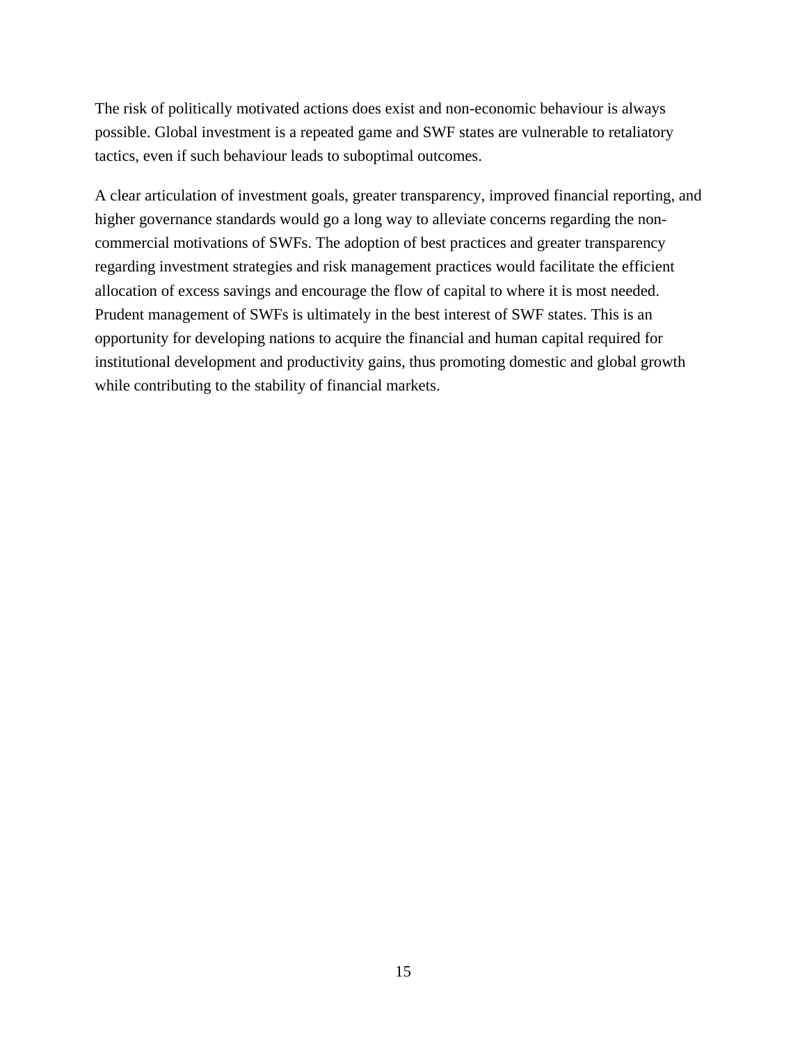The risk of politically motivated actions does exist and non-economic behaviour is always possible. Global investment is a repeated game and SWF states are vulnerable to retaliatory tactics, even if such behaviour leads to suboptimal outcomes.

A clear articulation of investment goals, greater transparency, improved financial reporting, and higher governance standards would go a long way to alleviate concerns regarding the non-commercial motivations of SWFs. The adoption of best practices and greater transparency regarding investment strategies and risk management practices would facilitate the efficient allocation of excess savings and encourage the flow of capital to where it is most needed. Prudent management of SWFs is ultimately in the best interest of SWF states. This is an opportunity for developing nations to acquire the financial and human capital required for institutional development and productivity gains, thus promoting domestic and global growth while contributing to the stability of financial markets.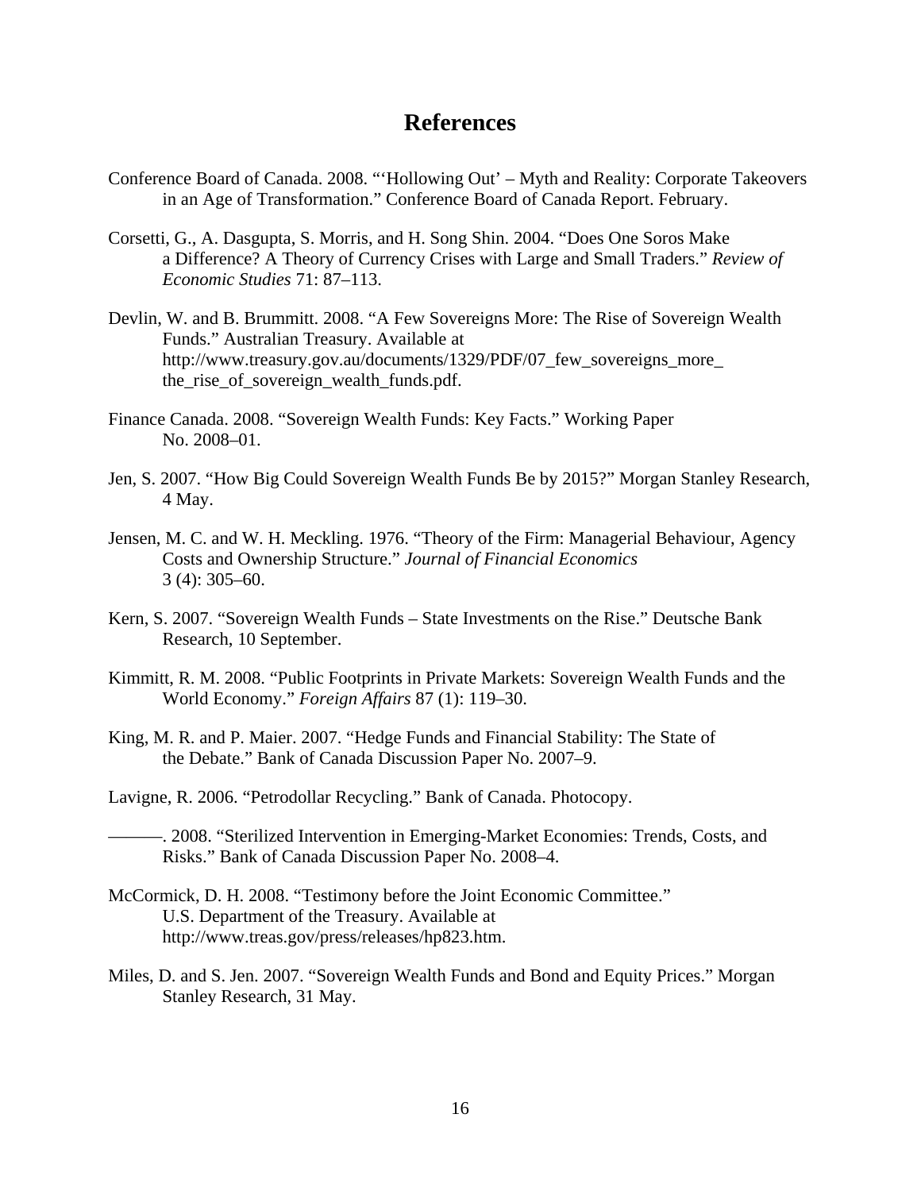# References

Conference Board of Canada. 2008. "'Hollowing Out' – Myth and Reality: Corporate Takeovers in an Age of Transformation." Conference Board of Canada Report. February.

Corsetti, G., A. Dasgupta, S. Morris, and H. Song Shin. 2004. "Does One Soros Make a Difference? A Theory of Currency Crises with Large and Small Traders." *Review of Economic Studies* 71: 87–113.

Devlin, W. and B. Brummitt. 2008. "A Few Sovereigns More: The Rise of Sovereign Wealth Funds." Australian Treasury. Available at http://www.treasury.gov.au/documents/1329/PDF/07_few_sovereigns_more_the_rise_of_sovereign_wealth_funds.pdf.

Finance Canada. 2008. "Sovereign Wealth Funds: Key Facts." Working Paper No. 2008–01.

Jen, S. 2007. "How Big Could Sovereign Wealth Funds Be by 2015?" Morgan Stanley Research, 4 May.

Jensen, M. C. and W. H. Meckling. 1976. "Theory of the Firm: Managerial Behaviour, Agency Costs and Ownership Structure." *Journal of Financial Economics* 3 (4): 305–60.

Kern, S. 2007. "Sovereign Wealth Funds – State Investments on the Rise." Deutsche Bank Research, 10 September.

Kimmitt, R. M. 2008. "Public Footprints in Private Markets: Sovereign Wealth Funds and the World Economy." *Foreign Affairs* 87 (1): 119–30.

King, M. R. and P. Maier. 2007. "Hedge Funds and Financial Stability: The State of the Debate." Bank of Canada Discussion Paper No. 2007–9.

Lavigne, R. 2006. "Petrodollar Recycling." Bank of Canada. Photocopy.

———. 2008. "Sterilized Intervention in Emerging-Market Economies: Trends, Costs, and Risks." Bank of Canada Discussion Paper No. 2008–4.

McCormick, D. H. 2008. "Testimony before the Joint Economic Committee." U.S. Department of the Treasury. Available at http://www.treas.gov/press/releases/hp823.htm.

Miles, D. and S. Jen. 2007. "Sovereign Wealth Funds and Bond and Equity Prices." Morgan Stanley Research, 31 May.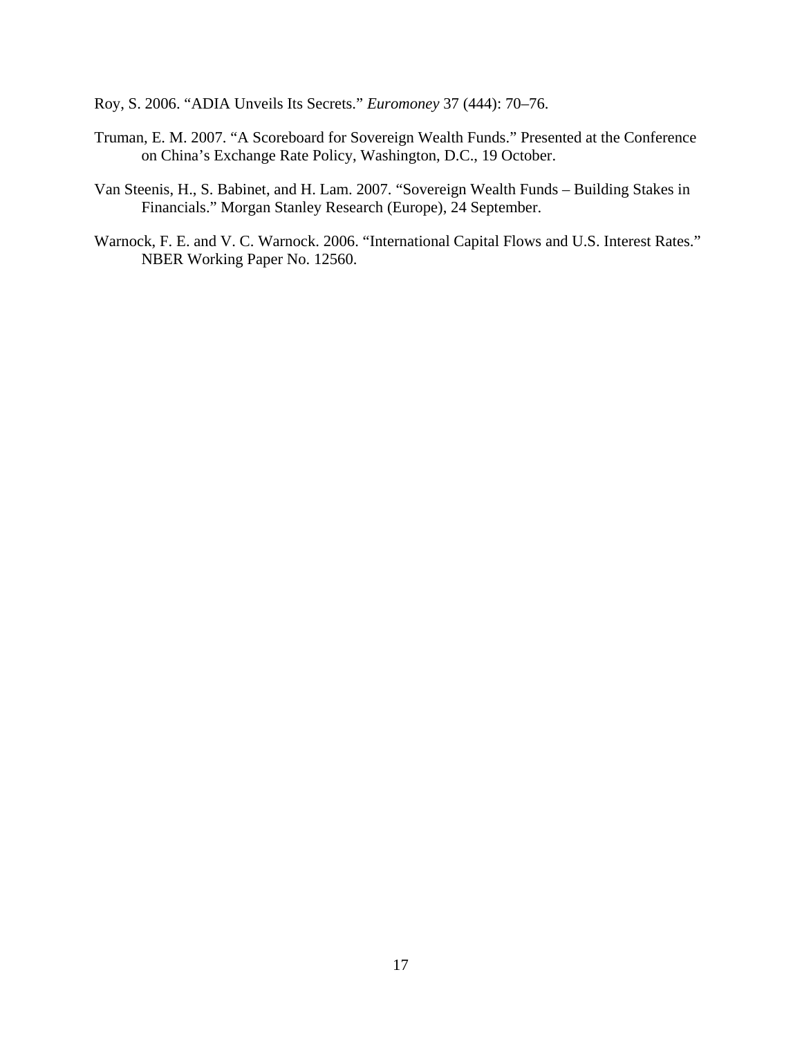Roy, S. 2006. "ADIA Unveils Its Secrets." *Euromoney* 37 (444): 70–76.

Truman, E. M. 2007. "A Scoreboard for Sovereign Wealth Funds." Presented at the Conference on China's Exchange Rate Policy, Washington, D.C., 19 October.

Van Steenis, H., S. Babinet, and H. Lam. 2007. "Sovereign Wealth Funds – Building Stakes in Financials." Morgan Stanley Research (Europe), 24 September.

Warnock, F. E. and V. C. Warnock. 2006. "International Capital Flows and U.S. Interest Rates." NBER Working Paper No. 12560.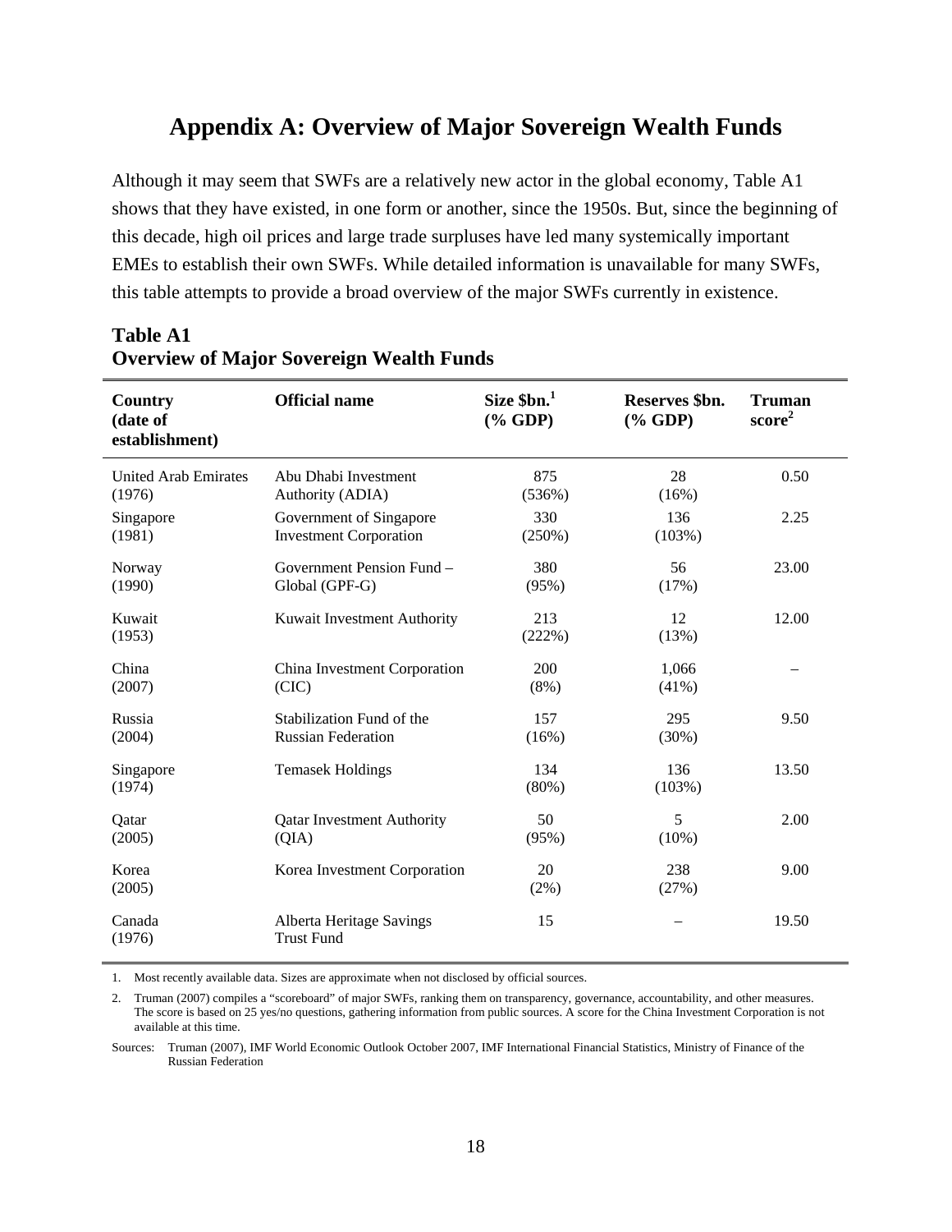# Appendix A: Overview of Major Sovereign Wealth Funds

Although it may seem that SWFs are a relatively new actor in the global economy, Table A1 shows that they have existed, in one form or another, since the 1950s. But, since the beginning of this decade, high oil prices and large trade surpluses have led many systemically important EMEs to establish their own SWFs. While detailed information is unavailable for many SWFs, this table attempts to provide a broad overview of the major SWFs currently in existence.

**Table A1**
**Overview of Major Sovereign Wealth Funds**

| Country (date of establishment) | Official name | Size $bn.[1] (% GDP) | Reserves $bn. (% GDP) | Truman score[2] |
|---|---|---|---|---|
| United Arab Emirates (1976) | Abu Dhabi Investment Authority (ADIA) | 875 (536%) | 28 (16%) | 0.50 |
| Singapore (1981) | Government of Singapore Investment Corporation | 330 (250%) | 136 (103%) | 2.25 |
| Norway (1990) | Government Pension Fund – Global (GPF-G) | 380 (95%) | 56 (17%) | 23.00 |
| Kuwait (1953) | Kuwait Investment Authority | 213 (222%) | 12 (13%) | 12.00 |
| China (2007) | China Investment Corporation (CIC) | 200 (8%) | 1,066 (41%) | – |
| Russia (2004) | Stabilization Fund of the Russian Federation | 157 (16%) | 295 (30%) | 9.50 |
| Singapore (1974) | Temasek Holdings | 134 (80%) | 136 (103%) | 13.50 |
| Qatar (2005) | Qatar Investment Authority (QIA) | 50 (95%) | 5 (10%) | 2.00 |
| Korea (2005) | Korea Investment Corporation | 20 (2%) | 238 (27%) | 9.00 |
| Canada (1976) | Alberta Heritage Savings Trust Fund | 15 | – | 19.50 |

1. Most recently available data. Sizes are approximate when not disclosed by official sources.

2. Truman (2007) compiles a "scoreboard" of major SWFs, ranking them on transparency, governance, accountability, and other measures. The score is based on 25 yes/no questions, gathering information from public sources. A score for the China Investment Corporation is not available at this time.

Sources: Truman (2007), IMF World Economic Outlook October 2007, IMF International Financial Statistics, Ministry of Finance of the Russian Federation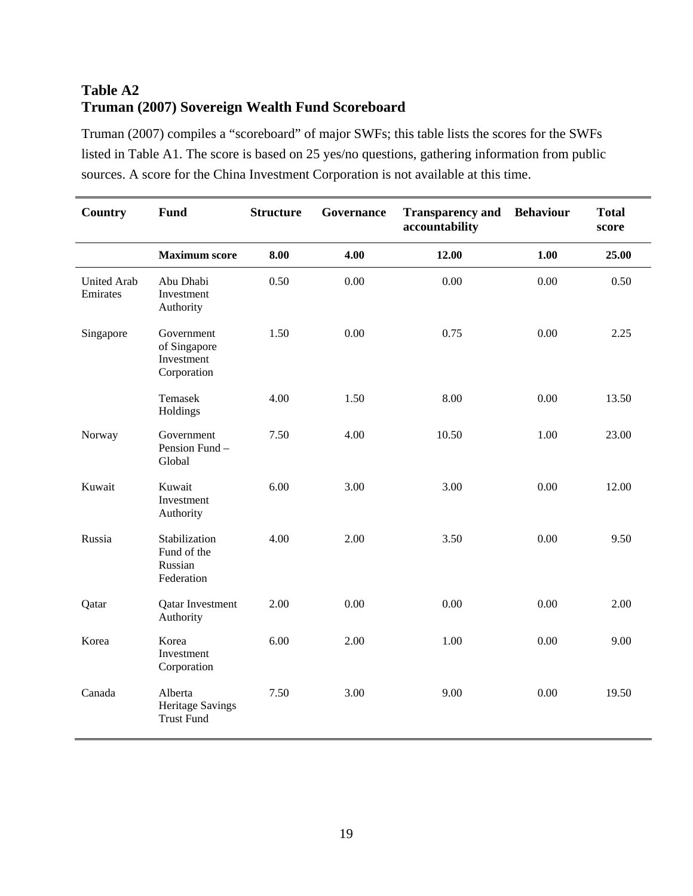## Table A2
## Truman (2007) Sovereign Wealth Fund Scoreboard

Truman (2007) compiles a "scoreboard" of major SWFs; this table lists the scores for the SWFs listed in Table A1. The score is based on 25 yes/no questions, gathering information from public sources. A score for the China Investment Corporation is not available at this time.

| Country | Fund | Structure | Governance | Transparency and accountability | Behaviour | Total score |
|---|---|---|---|---|---|---|
| | **Maximum score** | **8.00** | **4.00** | **12.00** | **1.00** | **25.00** |
| United Arab Emirates | Abu Dhabi Investment Authority | 0.50 | 0.00 | 0.00 | 0.00 | 0.50 |
| Singapore | Government of Singapore Investment Corporation | 1.50 | 0.00 | 0.75 | 0.00 | 2.25 |
| | Temasek Holdings | 4.00 | 1.50 | 8.00 | 0.00 | 13.50 |
| Norway | Government Pension Fund – Global | 7.50 | 4.00 | 10.50 | 1.00 | 23.00 |
| Kuwait | Kuwait Investment Authority | 6.00 | 3.00 | 3.00 | 0.00 | 12.00 |
| Russia | Stabilization Fund of the Russian Federation | 4.00 | 2.00 | 3.50 | 0.00 | 9.50 |
| Qatar | Qatar Investment Authority | 2.00 | 0.00 | 0.00 | 0.00 | 2.00 |
| Korea | Korea Investment Corporation | 6.00 | 2.00 | 1.00 | 0.00 | 9.00 |
| Canada | Alberta Heritage Savings Trust Fund | 7.50 | 3.00 | 9.00 | 0.00 | 19.50 |